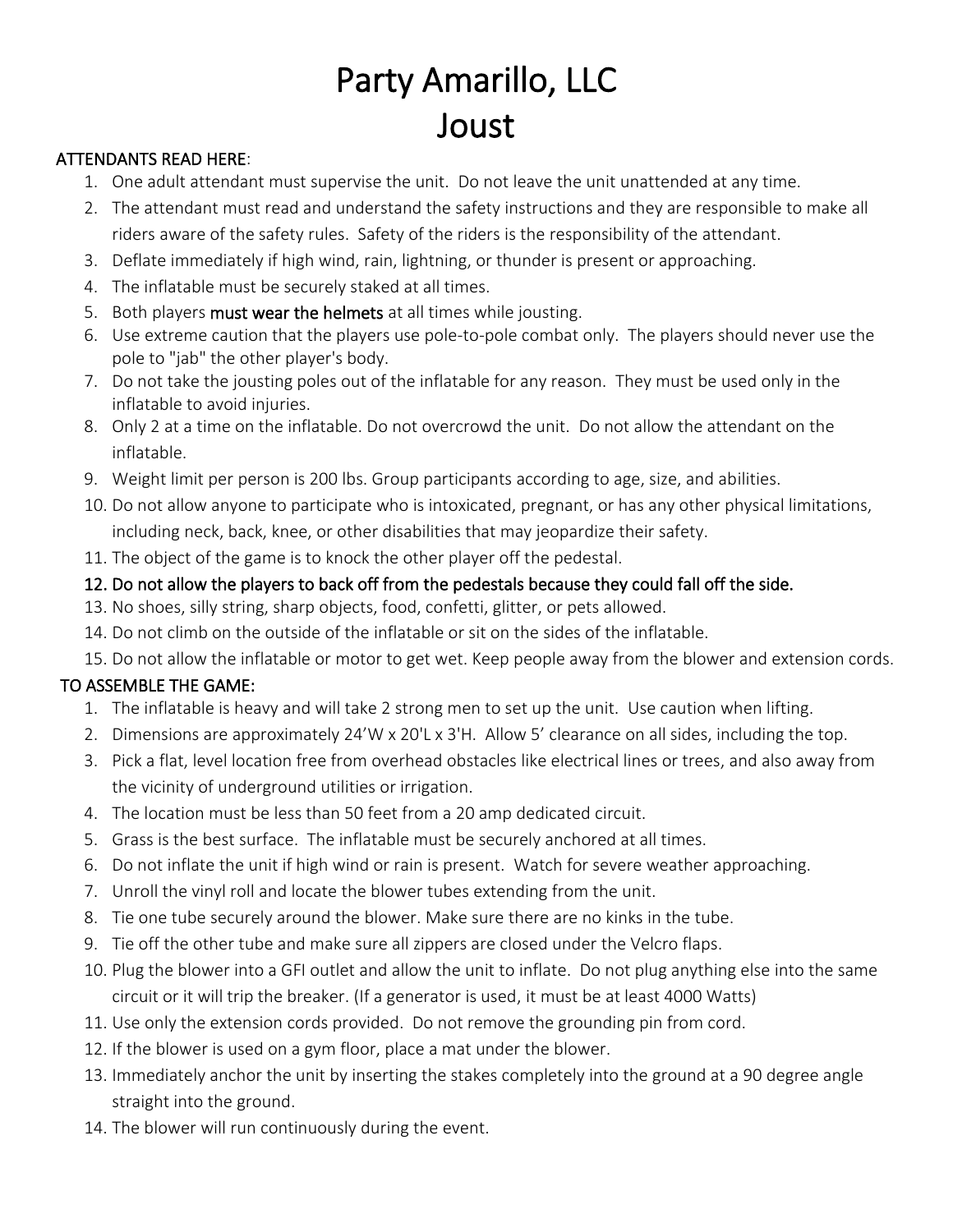# Party Amarillo, LLC
# Joust

**ATTENDANTS READ HERE**:

1. One adult attendant must supervise the unit. Do not leave the unit unattended at any time.
2. The attendant must read and understand the safety instructions and they are responsible to make all riders aware of the safety rules. Safety of the riders is the responsibility of the attendant.
3. Deflate immediately if high wind, rain, lightning, or thunder is present or approaching.
4. The inflatable must be securely staked at all times.
5. Both players **must wear the helmets** at all times while jousting.
6. Use extreme caution that the players use pole-to-pole combat only. The players should never use the pole to "jab" the other player's body.
7. Do not take the jousting poles out of the inflatable for any reason. They must be used only in the inflatable to avoid injuries.
8. Only 2 at a time on the inflatable. Do not overcrowd the unit. Do not allow the attendant on the inflatable.
9. Weight limit per person is 200 lbs. Group participants according to age, size, and abilities.
10. Do not allow anyone to participate who is intoxicated, pregnant, or has any other physical limitations, including neck, back, knee, or other disabilities that may jeopardize their safety.
11. The object of the game is to knock the other player off the pedestal.
12. **Do not allow the players to back off from the pedestals because they could fall off the side.**
13. No shoes, silly string, sharp objects, food, confetti, glitter, or pets allowed.
14. Do not climb on the outside of the inflatable or sit on the sides of the inflatable.
15. Do not allow the inflatable or motor to get wet. Keep people away from the blower and extension cords.

**TO ASSEMBLE THE GAME:**

1. The inflatable is heavy and will take 2 strong men to set up the unit. Use caution when lifting.
2. Dimensions are approximately 24'W x 20'L x 3'H. Allow 5' clearance on all sides, including the top.
3. Pick a flat, level location free from overhead obstacles like electrical lines or trees, and also away from the vicinity of underground utilities or irrigation.
4. The location must be less than 50 feet from a 20 amp dedicated circuit.
5. Grass is the best surface. The inflatable must be securely anchored at all times.
6. Do not inflate the unit if high wind or rain is present. Watch for severe weather approaching.
7. Unroll the vinyl roll and locate the blower tubes extending from the unit.
8. Tie one tube securely around the blower. Make sure there are no kinks in the tube.
9. Tie off the other tube and make sure all zippers are closed under the Velcro flaps.
10. Plug the blower into a GFI outlet and allow the unit to inflate. Do not plug anything else into the same circuit or it will trip the breaker. (If a generator is used, it must be at least 4000 Watts)
11. Use only the extension cords provided. Do not remove the grounding pin from cord.
12. If the blower is used on a gym floor, place a mat under the blower.
13. Immediately anchor the unit by inserting the stakes completely into the ground at a 90 degree angle straight into the ground.
14. The blower will run continuously during the event.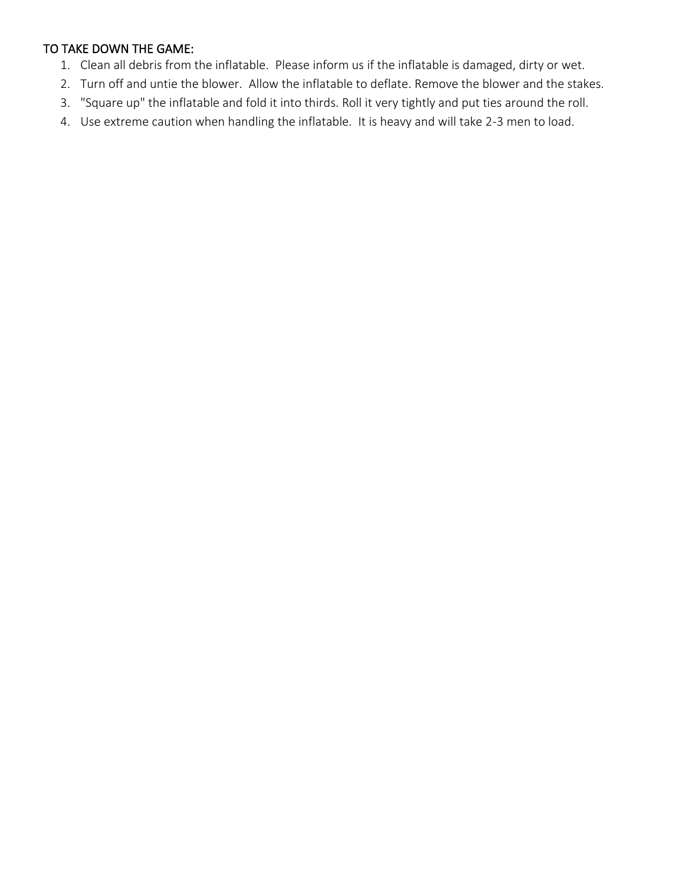TO TAKE DOWN THE GAME:

1. Clean all debris from the inflatable. Please inform us if the inflatable is damaged, dirty or wet.
2. Turn off and untie the blower. Allow the inflatable to deflate. Remove the blower and the stakes.
3. "Square up" the inflatable and fold it into thirds. Roll it very tightly and put ties around the roll.
4. Use extreme caution when handling the inflatable. It is heavy and will take 2-3 men to load.